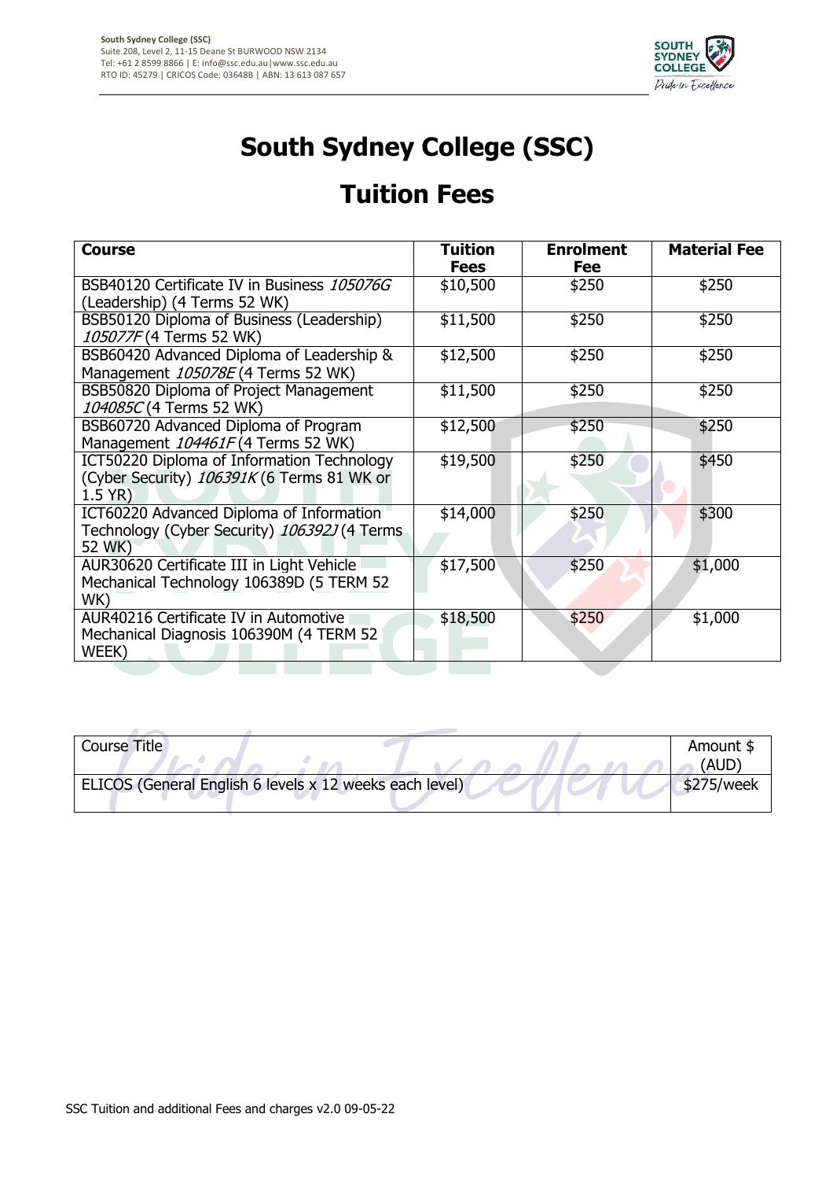**South Sydney College (SSC)**
Suite 208, Level 2, 11-15 Deane St BURWOOD NSW 2134
Tel: +61 2 8599 8866 | E: info@ssc.edu.au|www.ssc.edu.au
RTO ID: 45279 | CRICOS Code: 03648B | ABN: 13 613 087 657

# South Sydney College (SSC)

# Tuition Fees

| Course | Tuition Fees | Enrolment Fee | Material Fee |
|---|---|---|---|
| BSB40120 Certificate IV in Business *105076G* (Leadership) (4 Terms 52 WK) | $10,500 | $250 | $250 |
| BSB50120 Diploma of Business (Leadership) *105077F* (4 Terms 52 WK) | $11,500 | $250 | $250 |
| BSB60420 Advanced Diploma of Leadership & Management *105078E* (4 Terms 52 WK) | $12,500 | $250 | $250 |
| BSB50820 Diploma of Project Management *104085C* (4 Terms 52 WK) | $11,500 | $250 | $250 |
| BSB60720 Advanced Diploma of Program Management *104461F* (4 Terms 52 WK) | $12,500 | $250 | $250 |
| ICT50220 Diploma of Information Technology (Cyber Security) *106391K* (6 Terms 81 WK or 1.5 YR) | $19,500 | $250 | $450 |
| ICT60220 Advanced Diploma of Information Technology (Cyber Security) *106392J* (4 Terms 52 WK) | $14,000 | $250 | $300 |
| AUR30620 Certificate III in Light Vehicle Mechanical Technology 106389D (5 TERM 52 WK) | $17,500 | $250 | $1,000 |
| AUR40216 Certificate IV in Automotive Mechanical Diagnosis 106390M (4 TERM 52 WEEK) | $18,500 | $250 | $1,000 |

| Course Title | Amount $ (AUD) |
|---|---|
| ELICOS (General English 6 levels x 12 weeks each level) | $275/week |

SSC Tuition and additional Fees and charges v2.0 09-05-22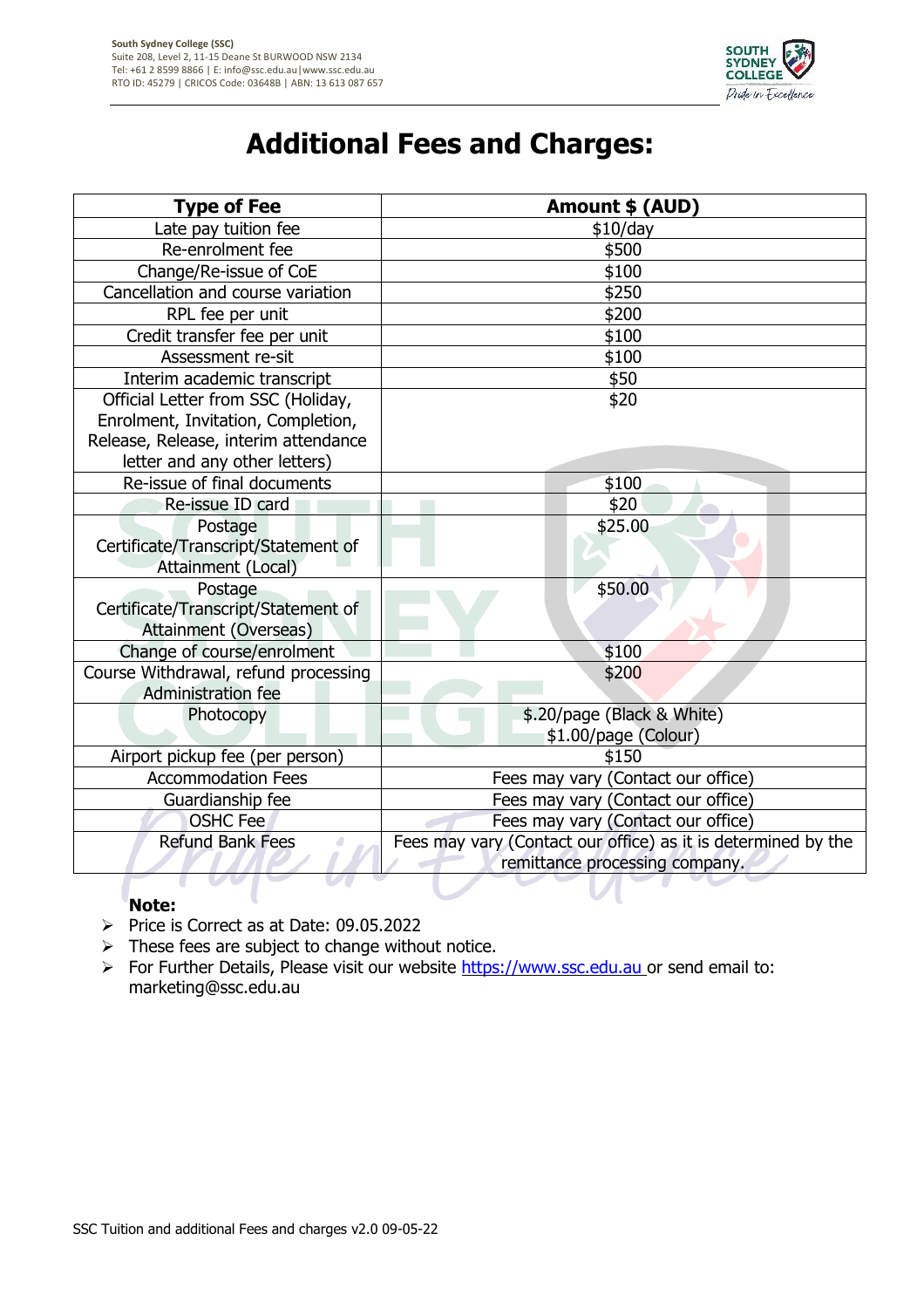# Additional Fees and Charges:

| Type of Fee | Amount $ (AUD) |
|---|---|
| Late pay tuition fee | $10/day |
| Re-enrolment fee | $500 |
| Change/Re-issue of CoE | $100 |
| Cancellation and course variation | $250 |
| RPL fee per unit | $200 |
| Credit transfer fee per unit | $100 |
| Assessment re-sit | $100 |
| Interim academic transcript | $50 |
| Official Letter from SSC (Holiday, Enrolment, Invitation, Completion, Release, Release, interim attendance letter and any other letters) | $20 |
| Re-issue of final documents | $100 |
| Re-issue ID card | $20 |
| Postage Certificate/Transcript/Statement of Attainment (Local) | $25.00 |
| Postage Certificate/Transcript/Statement of Attainment (Overseas) | $50.00 |
| Change of course/enrolment | $100 |
| Course Withdrawal, refund processing Administration fee | $200 |
| Photocopy | $.20/page (Black & White)<br>$1.00/page (Colour) |
| Airport pickup fee (per person) | $150 |
| Accommodation Fees | Fees may vary (Contact our office) |
| Guardianship fee | Fees may vary (Contact our office) |
| OSHC Fee | Fees may vary (Contact our office) |
| Refund Bank Fees | Fees may vary (Contact our office) as it is determined by the remittance processing company. |

**Note:**

- Price is Correct as at Date: 09.05.2022
- These fees are subject to change without notice.
- For Further Details, Please visit our website https://www.ssc.edu.au or send email to: marketing@ssc.edu.au